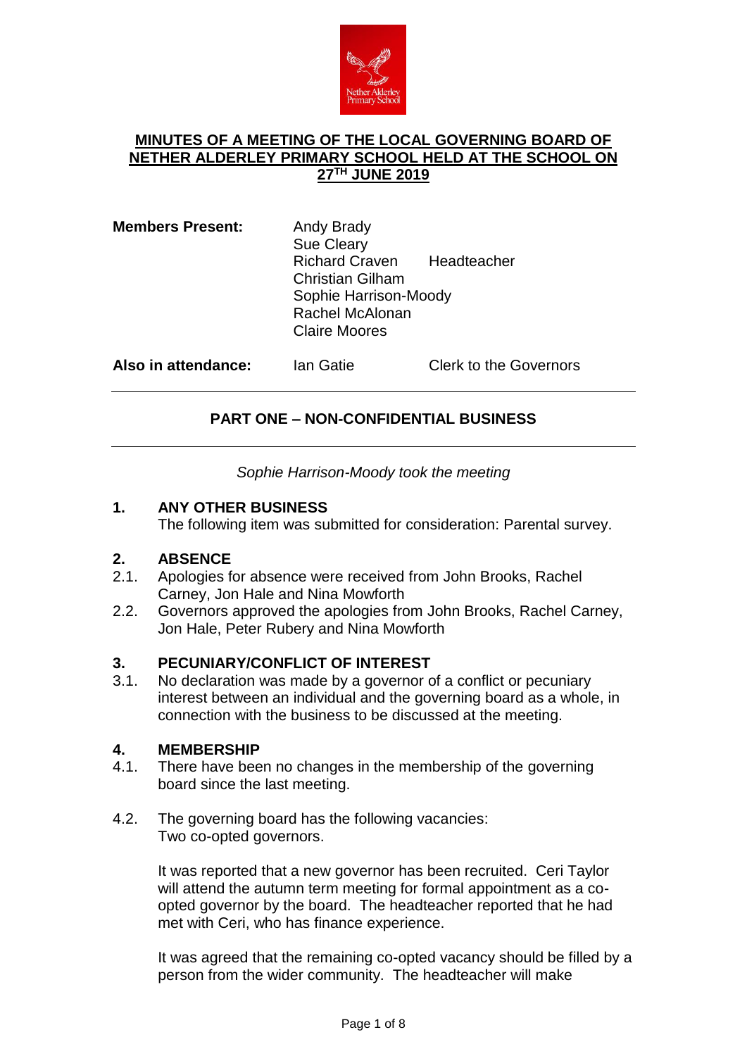# MINUTES OF A MEETING OF THE LOCAL GOVERNING BOARD OF NETHER ALDERLEY PRIMARY SCHOOL HELD AT THE SCHOOL ON 27TH JUNE 2019

| | | |
|---|---|---|
| **Members Present:** | Andy Brady | |
| | Sue Cleary | |
| | Richard Craven | Headteacher |
| | Christian Gilham | |
| | Sophie Harrison-Moody | |
| | Rachel McAlonan | |
| | Claire Moores | |
| **Also in attendance:** | Ian Gatie | Clerk to the Governors |

---

## PART ONE – NON-CONFIDENTIAL BUSINESS

---

*Sophie Harrison-Moody took the meeting*

### 1. ANY OTHER BUSINESS

The following item was submitted for consideration: Parental survey.

### 2. ABSENCE

2.1. Apologies for absence were received from John Brooks, Rachel Carney, Jon Hale and Nina Mowforth

2.2. Governors approved the apologies from John Brooks, Rachel Carney, Jon Hale, Peter Rubery and Nina Mowforth

### 3. PECUNIARY/CONFLICT OF INTEREST

3.1. No declaration was made by a governor of a conflict or pecuniary interest between an individual and the governing board as a whole, in connection with the business to be discussed at the meeting.

### 4. MEMBERSHIP

4.1. There have been no changes in the membership of the governing board since the last meeting.

4.2. The governing board has the following vacancies:
Two co-opted governors.

It was reported that a new governor has been recruited. Ceri Taylor will attend the autumn term meeting for formal appointment as a co-opted governor by the board. The headteacher reported that he had met with Ceri, who has finance experience.

It was agreed that the remaining co-opted vacancy should be filled by a person from the wider community. The headteacher will make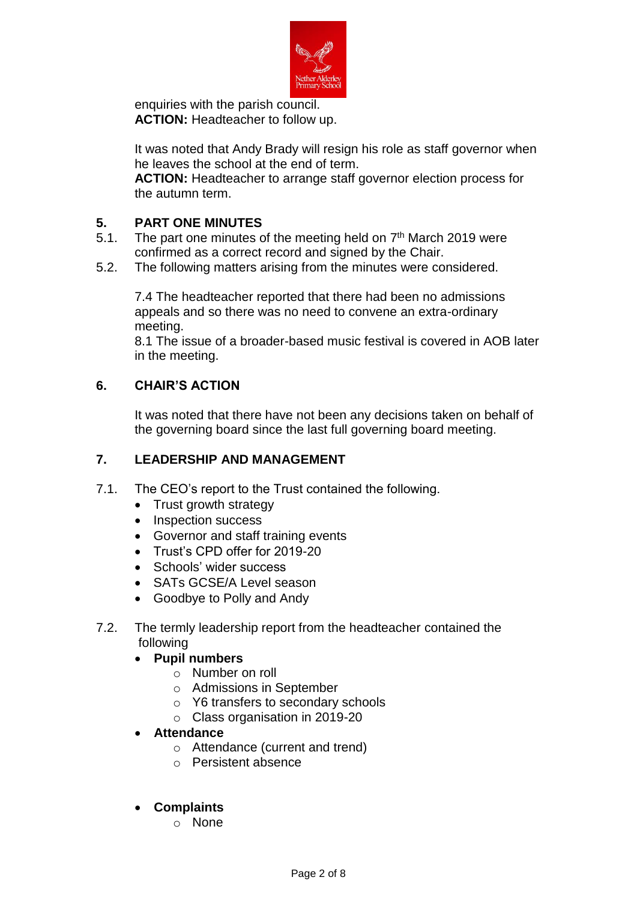enquiries with the parish council.
**ACTION:** Headteacher to follow up.

It was noted that Andy Brady will resign his role as staff governor when he leaves the school at the end of term.
**ACTION:** Headteacher to arrange staff governor election process for the autumn term.

## 5. PART ONE MINUTES

5.1. The part one minutes of the meeting held on 7th March 2019 were confirmed as a correct record and signed by the Chair.

5.2. The following matters arising from the minutes were considered.

7.4 The headteacher reported that there had been no admissions appeals and so there was no need to convene an extra-ordinary meeting.
8.1 The issue of a broader-based music festival is covered in AOB later in the meeting.

## 6. CHAIR'S ACTION

It was noted that there have not been any decisions taken on behalf of the governing board since the last full governing board meeting.

## 7. LEADERSHIP AND MANAGEMENT

7.1. The CEO's report to the Trust contained the following.

- Trust growth strategy
- Inspection success
- Governor and staff training events
- Trust's CPD offer for 2019-20
- Schools' wider success
- SATs GCSE/A Level season
- Goodbye to Polly and Andy

7.2. The termly leadership report from the headteacher contained the following

- **Pupil numbers**
  - Number on roll
  - Admissions in September
  - Y6 transfers to secondary schools
  - Class organisation in 2019-20
- **Attendance**
  - Attendance (current and trend)
  - Persistent absence
- **Complaints**
  - None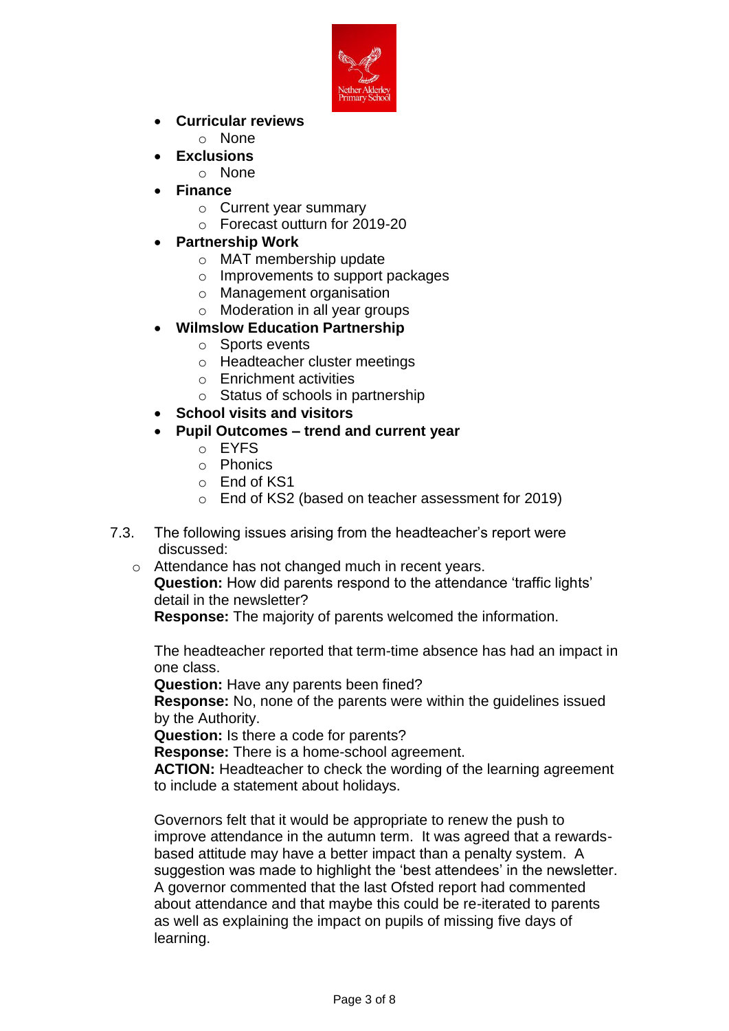- **Curricular reviews**
  - None
- **Exclusions**
  - None
- **Finance**
  - Current year summary
  - Forecast outturn for 2019-20
- **Partnership Work**
  - MAT membership update
  - Improvements to support packages
  - Management organisation
  - Moderation in all year groups
- **Wilmslow Education Partnership**
  - Sports events
  - Headteacher cluster meetings
  - Enrichment activities
  - Status of schools in partnership
- **School visits and visitors**
- **Pupil Outcomes – trend and current year**
  - EYFS
  - Phonics
  - End of KS1
  - End of KS2 (based on teacher assessment for 2019)

7.3. The following issues arising from the headteacher's report were discussed:

- Attendance has not changed much in recent years.
  **Question:** How did parents respond to the attendance 'traffic lights' detail in the newsletter?
  **Response:** The majority of parents welcomed the information.

  The headteacher reported that term-time absence has had an impact in one class.
  **Question:** Have any parents been fined?
  **Response:** No, none of the parents were within the guidelines issued by the Authority.
  **Question:** Is there a code for parents?
  **Response:** There is a home-school agreement.
  **ACTION:** Headteacher to check the wording of the learning agreement to include a statement about holidays.

  Governors felt that it would be appropriate to renew the push to improve attendance in the autumn term. It was agreed that a rewards-based attitude may have a better impact than a penalty system. A suggestion was made to highlight the 'best attendees' in the newsletter. A governor commented that the last Ofsted report had commented about attendance and that maybe this could be re-iterated to parents as well as explaining the impact on pupils of missing five days of learning.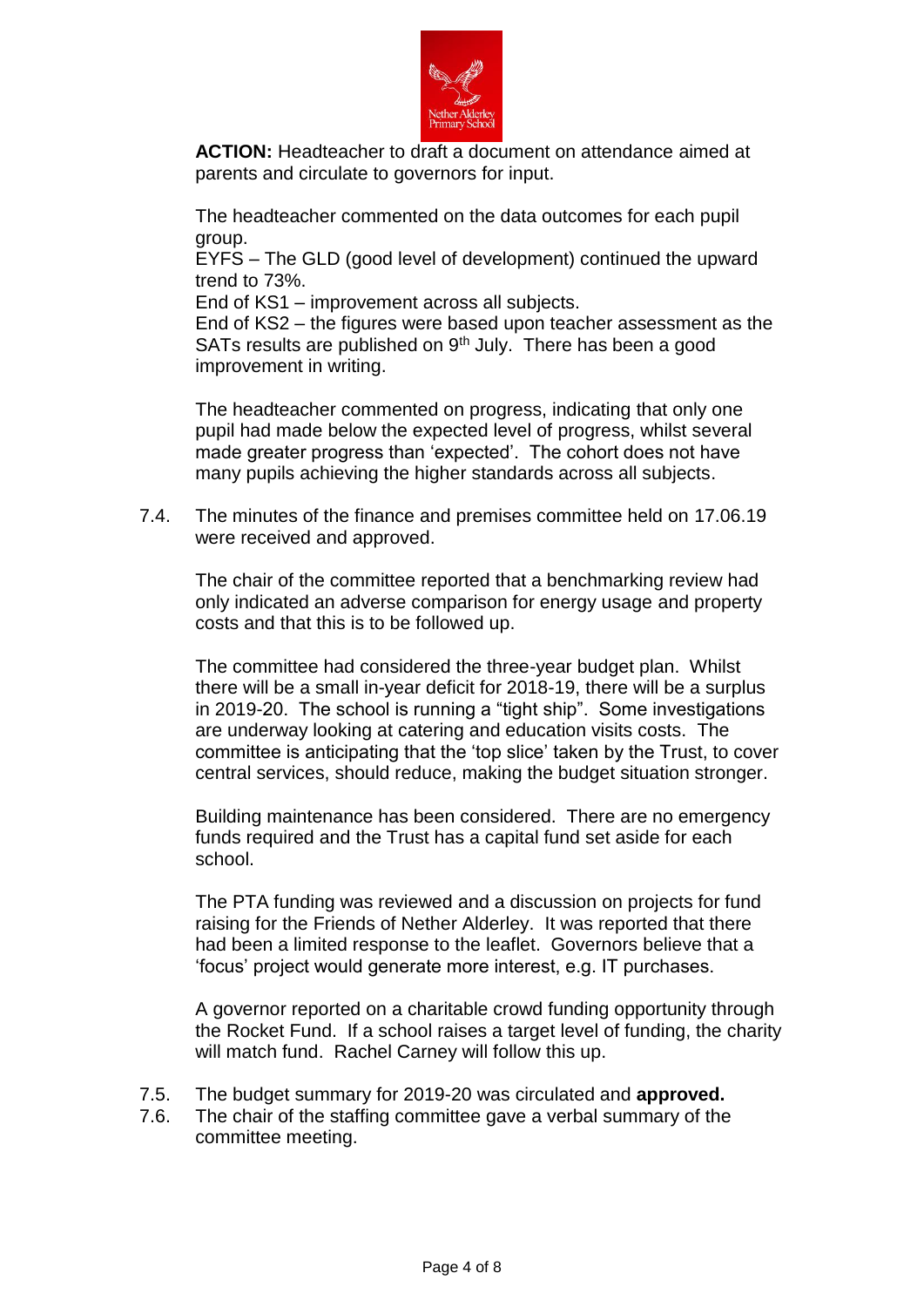**ACTION:** Headteacher to draft a document on attendance aimed at parents and circulate to governors for input.

The headteacher commented on the data outcomes for each pupil group.
EYFS – The GLD (good level of development) continued the upward trend to 73%.
End of KS1 – improvement across all subjects.
End of KS2 – the figures were based upon teacher assessment as the SATs results are published on 9th July. There has been a good improvement in writing.

The headteacher commented on progress, indicating that only one pupil had made below the expected level of progress, whilst several made greater progress than 'expected'. The cohort does not have many pupils achieving the higher standards across all subjects.

7.4. The minutes of the finance and premises committee held on 17.06.19 were received and approved.

The chair of the committee reported that a benchmarking review had only indicated an adverse comparison for energy usage and property costs and that this is to be followed up.

The committee had considered the three-year budget plan. Whilst there will be a small in-year deficit for 2018-19, there will be a surplus in 2019-20. The school is running a "tight ship". Some investigations are underway looking at catering and education visits costs. The committee is anticipating that the 'top slice' taken by the Trust, to cover central services, should reduce, making the budget situation stronger.

Building maintenance has been considered. There are no emergency funds required and the Trust has a capital fund set aside for each school.

The PTA funding was reviewed and a discussion on projects for fund raising for the Friends of Nether Alderley. It was reported that there had been a limited response to the leaflet. Governors believe that a 'focus' project would generate more interest, e.g. IT purchases.

A governor reported on a charitable crowd funding opportunity through the Rocket Fund. If a school raises a target level of funding, the charity will match fund. Rachel Carney will follow this up.

7.5. The budget summary for 2019-20 was circulated and **approved.**

7.6. The chair of the staffing committee gave a verbal summary of the committee meeting.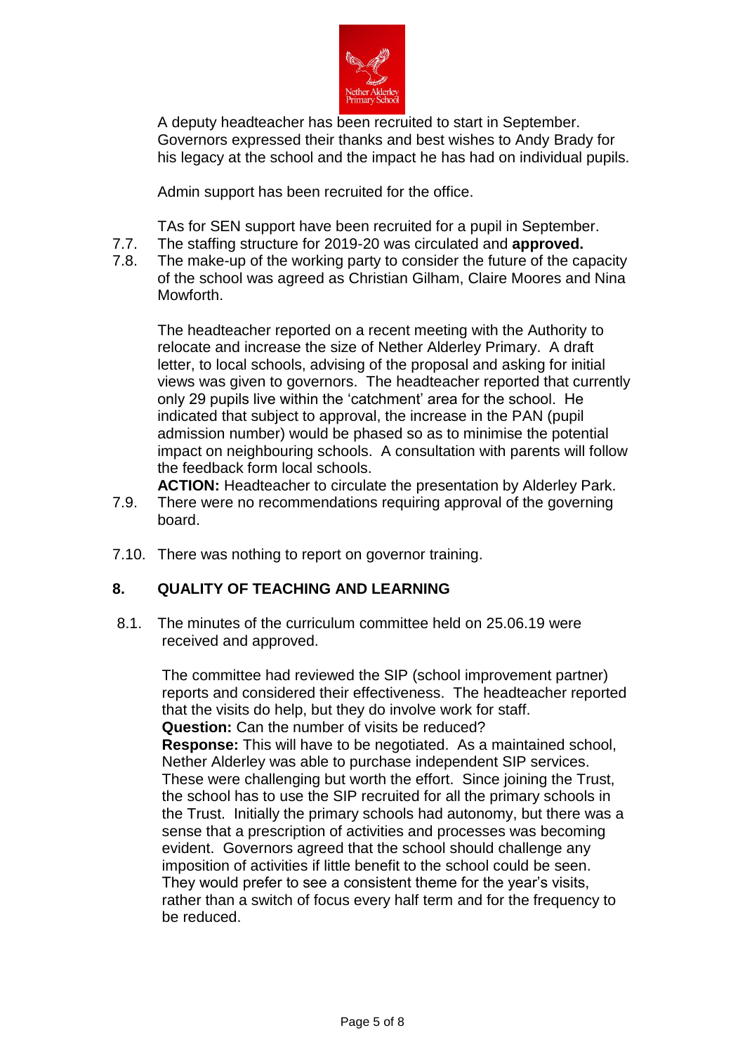A deputy headteacher has been recruited to start in September. Governors expressed their thanks and best wishes to Andy Brady for his legacy at the school and the impact he has had on individual pupils.

Admin support has been recruited for the office.

TAs for SEN support have been recruited for a pupil in September.

7.7. The staffing structure for 2019-20 was circulated and **approved.**

7.8. The make-up of the working party to consider the future of the capacity of the school was agreed as Christian Gilham, Claire Moores and Nina Mowforth.

The headteacher reported on a recent meeting with the Authority to relocate and increase the size of Nether Alderley Primary. A draft letter, to local schools, advising of the proposal and asking for initial views was given to governors. The headteacher reported that currently only 29 pupils live within the 'catchment' area for the school. He indicated that subject to approval, the increase in the PAN (pupil admission number) would be phased so as to minimise the potential impact on neighbouring schools. A consultation with parents will follow the feedback form local schools.

**ACTION:** Headteacher to circulate the presentation by Alderley Park.

7.9. There were no recommendations requiring approval of the governing board.

7.10. There was nothing to report on governor training.

## 8. QUALITY OF TEACHING AND LEARNING

8.1. The minutes of the curriculum committee held on 25.06.19 were received and approved.

The committee had reviewed the SIP (school improvement partner) reports and considered their effectiveness. The headteacher reported that the visits do help, but they do involve work for staff.

**Question:** Can the number of visits be reduced?

**Response:** This will have to be negotiated. As a maintained school, Nether Alderley was able to purchase independent SIP services. These were challenging but worth the effort. Since joining the Trust, the school has to use the SIP recruited for all the primary schools in the Trust. Initially the primary schools had autonomy, but there was a sense that a prescription of activities and processes was becoming evident. Governors agreed that the school should challenge any imposition of activities if little benefit to the school could be seen. They would prefer to see a consistent theme for the year's visits, rather than a switch of focus every half term and for the frequency to be reduced.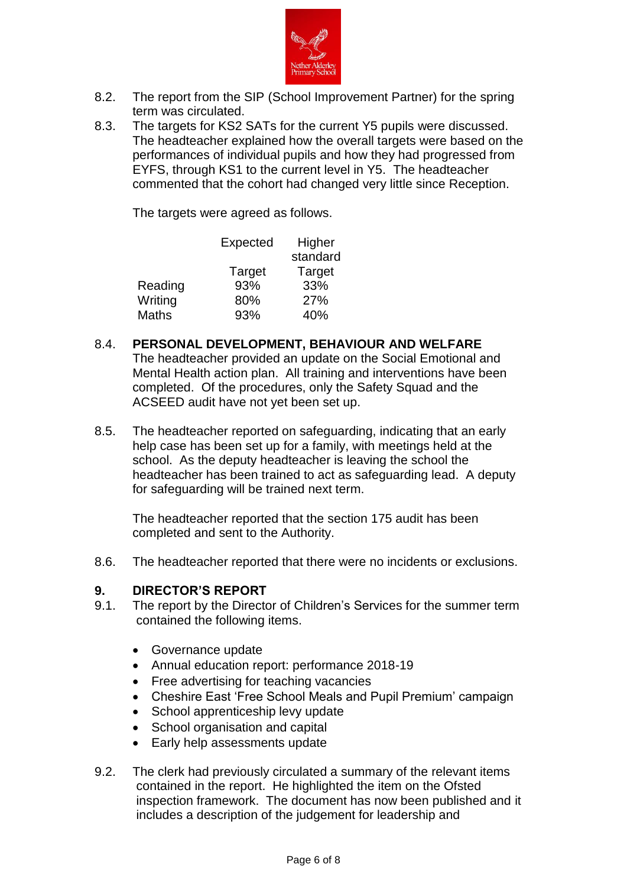8.2. The report from the SIP (School Improvement Partner) for the spring term was circulated.

8.3. The targets for KS2 SATs for the current Y5 pupils were discussed. The headteacher explained how the overall targets were based on the performances of individual pupils and how they had progressed from EYFS, through KS1 to the current level in Y5. The headteacher commented that the cohort had changed very little since Reception.

The targets were agreed as follows.

| | Expected Target | Higher standard Target |
|---|---|---|
| Reading | 93% | 33% |
| Writing | 80% | 27% |
| Maths | 93% | 40% |

8.4. **PERSONAL DEVELOPMENT, BEHAVIOUR AND WELFARE**
The headteacher provided an update on the Social Emotional and Mental Health action plan. All training and interventions have been completed. Of the procedures, only the Safety Squad and the ACSEED audit have not yet been set up.

8.5. The headteacher reported on safeguarding, indicating that an early help case has been set up for a family, with meetings held at the school. As the deputy headteacher is leaving the school the headteacher has been trained to act as safeguarding lead. A deputy for safeguarding will be trained next term.

The headteacher reported that the section 175 audit has been completed and sent to the Authority.

8.6. The headteacher reported that there were no incidents or exclusions.

## 9. DIRECTOR'S REPORT

9.1. The report by the Director of Children's Services for the summer term contained the following items.

- Governance update
- Annual education report: performance 2018-19
- Free advertising for teaching vacancies
- Cheshire East 'Free School Meals and Pupil Premium' campaign
- School apprenticeship levy update
- School organisation and capital
- Early help assessments update

9.2. The clerk had previously circulated a summary of the relevant items contained in the report. He highlighted the item on the Ofsted inspection framework. The document has now been published and it includes a description of the judgement for leadership and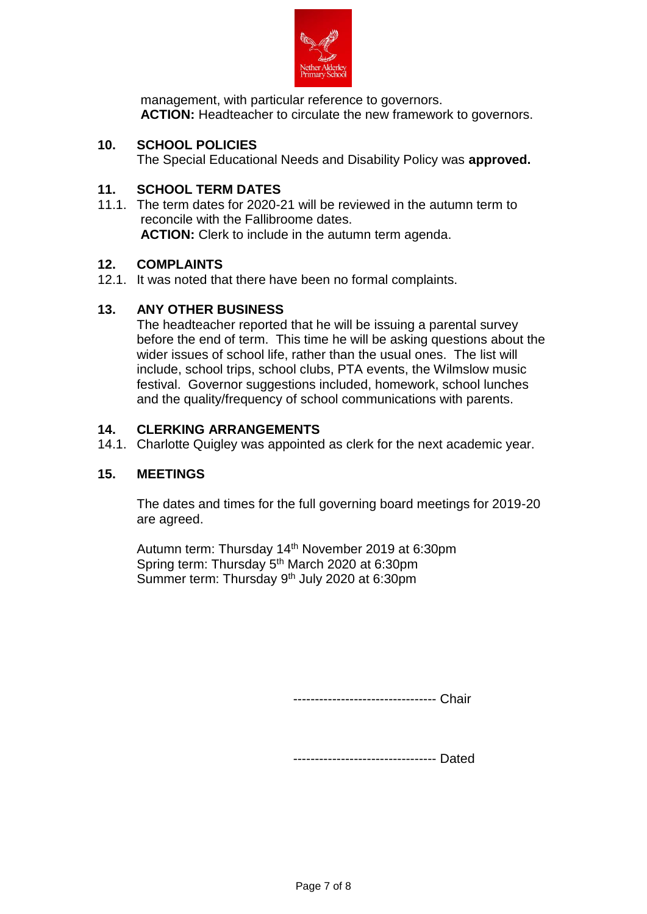management, with particular reference to governors.
**ACTION:** Headteacher to circulate the new framework to governors.

## 10. SCHOOL POLICIES

The Special Educational Needs and Disability Policy was **approved.**

## 11. SCHOOL TERM DATES

11.1. The term dates for 2020-21 will be reviewed in the autumn term to reconcile with the Fallibroome dates.
**ACTION:** Clerk to include in the autumn term agenda.

## 12. COMPLAINTS

12.1. It was noted that there have been no formal complaints.

## 13. ANY OTHER BUSINESS

The headteacher reported that he will be issuing a parental survey before the end of term. This time he will be asking questions about the wider issues of school life, rather than the usual ones. The list will include, school trips, school clubs, PTA events, the Wilmslow music festival. Governor suggestions included, homework, school lunches and the quality/frequency of school communications with parents.

## 14. CLERKING ARRANGEMENTS

14.1. Charlotte Quigley was appointed as clerk for the next academic year.

## 15. MEETINGS

The dates and times for the full governing board meetings for 2019-20 are agreed.

Autumn term: Thursday 14th November 2019 at 6:30pm
Spring term: Thursday 5th March 2020 at 6:30pm
Summer term: Thursday 9th July 2020 at 6:30pm

--------------------------------- Chair

--------------------------------- Dated